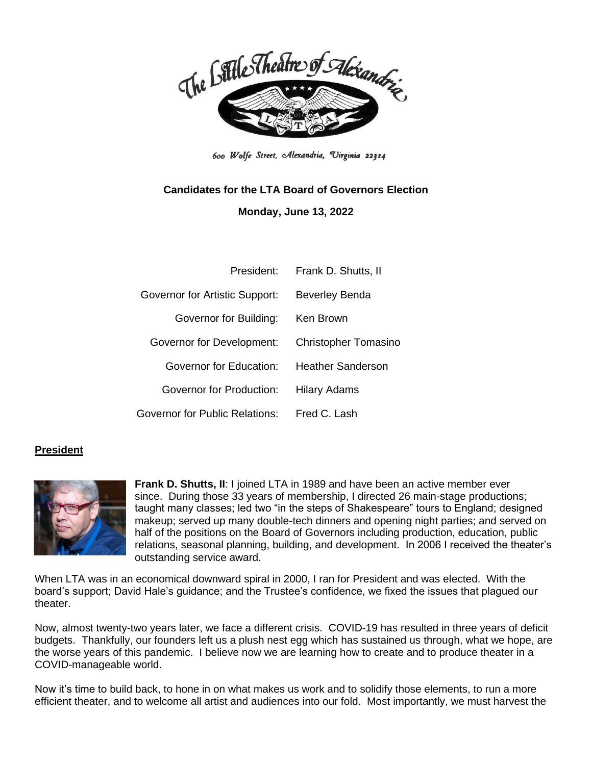The Little Theatre of Alexandria

600 Wolfe Street, Alexandria, Virginia 22314

**Candidates for the LTA Board of Governors Election**

**Monday, June 13, 2022**

| | |
|---|---|
| President: | Frank D. Shutts, II |
| Governor for Artistic Support: | Beverley Benda |
| Governor for Building: | Ken Brown |
| Governor for Development: | Christopher Tomasino |
| Governor for Education: | Heather Sanderson |
| Governor for Production: | Hilary Adams |
| Governor for Public Relations: | Fred C. Lash |

## President

**Frank D. Shutts, II**: I joined LTA in 1989 and have been an active member ever since. During those 33 years of membership, I directed 26 main-stage productions; taught many classes; led two "in the steps of Shakespeare" tours to England; designed makeup; served up many double-tech dinners and opening night parties; and served on half of the positions on the Board of Governors including production, education, public relations, seasonal planning, building, and development. In 2006 I received the theater's outstanding service award.

When LTA was in an economical downward spiral in 2000, I ran for President and was elected. With the board's support; David Hale's guidance; and the Trustee's confidence, we fixed the issues that plagued our theater.

Now, almost twenty-two years later, we face a different crisis. COVID-19 has resulted in three years of deficit budgets. Thankfully, our founders left us a plush nest egg which has sustained us through, what we hope, are the worse years of this pandemic. I believe now we are learning how to create and to produce theater in a COVID-manageable world.

Now it's time to build back, to hone in on what makes us work and to solidify those elements, to run a more efficient theater, and to welcome all artist and audiences into our fold. Most importantly, we must harvest the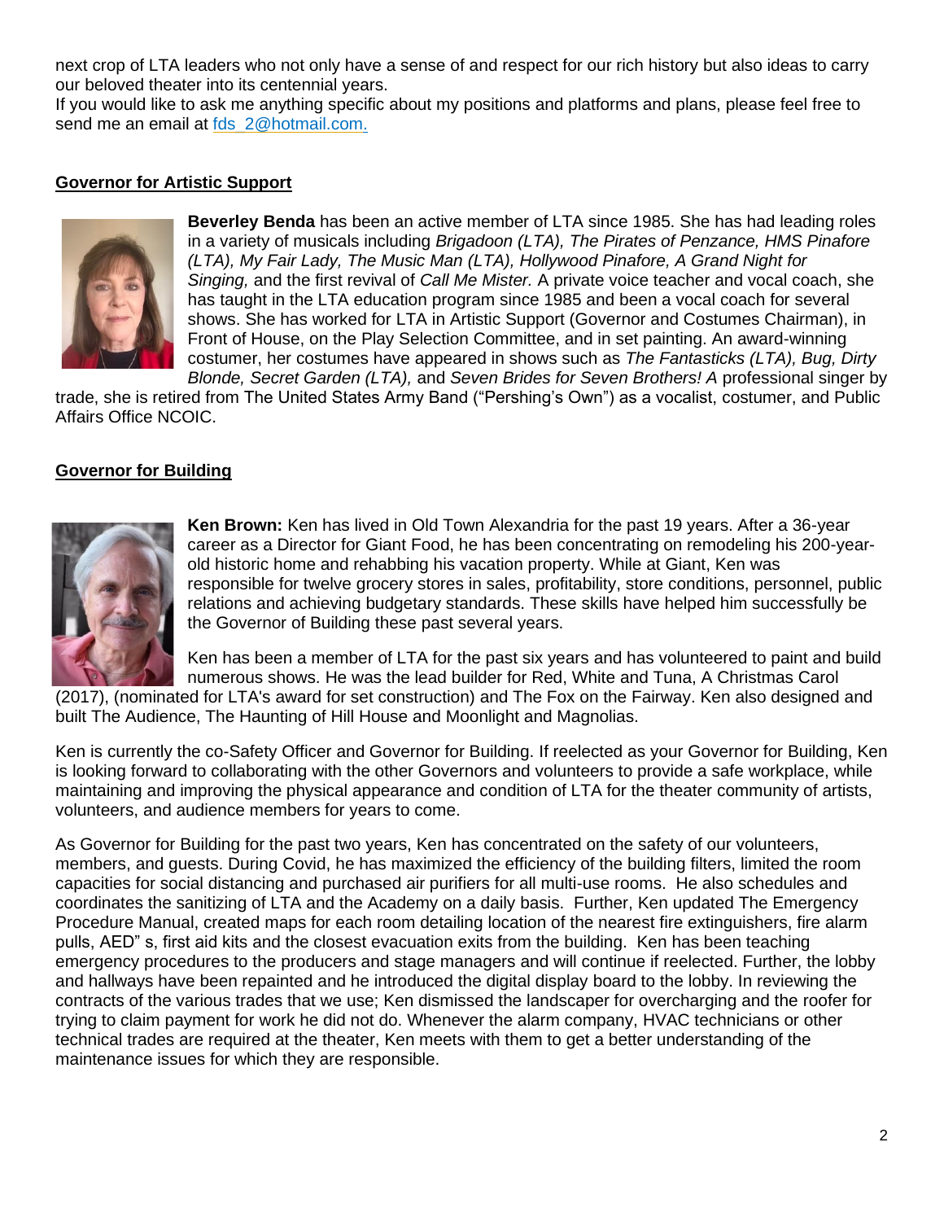next crop of LTA leaders who not only have a sense of and respect for our rich history but also ideas to carry our beloved theater into its centennial years.
If you would like to ask me anything specific about my positions and platforms and plans, please feel free to send me an email at fds_2@hotmail.com.

## Governor for Artistic Support

**Beverley Benda** has been an active member of LTA since 1985. She has had leading roles in a variety of musicals including *Brigadoon (LTA), The Pirates of Penzance, HMS Pinafore (LTA), My Fair Lady, The Music Man (LTA), Hollywood Pinafore, A Grand Night for Singing,* and the first revival of *Call Me Mister.* A private voice teacher and vocal coach, she has taught in the LTA education program since 1985 and been a vocal coach for several shows. She has worked for LTA in Artistic Support (Governor and Costumes Chairman), in Front of House, on the Play Selection Committee, and in set painting. An award-winning costumer, her costumes have appeared in shows such as *The Fantasticks (LTA), Bug, Dirty Blonde, Secret Garden (LTA),* and *Seven Brides for Seven Brothers! A* professional singer by trade, she is retired from The United States Army Band ("Pershing's Own") as a vocalist, costumer, and Public Affairs Office NCOIC.

## Governor for Building

**Ken Brown:** Ken has lived in Old Town Alexandria for the past 19 years. After a 36-year career as a Director for Giant Food, he has been concentrating on remodeling his 200-year-old historic home and rehabbing his vacation property. While at Giant, Ken was responsible for twelve grocery stores in sales, profitability, store conditions, personnel, public relations and achieving budgetary standards. These skills have helped him successfully be the Governor of Building these past several years.

Ken has been a member of LTA for the past six years and has volunteered to paint and build numerous shows. He was the lead builder for Red, White and Tuna, A Christmas Carol (2017), (nominated for LTA's award for set construction) and The Fox on the Fairway. Ken also designed and built The Audience, The Haunting of Hill House and Moonlight and Magnolias.

Ken is currently the co-Safety Officer and Governor for Building. If reelected as your Governor for Building, Ken is looking forward to collaborating with the other Governors and volunteers to provide a safe workplace, while maintaining and improving the physical appearance and condition of LTA for the theater community of artists, volunteers, and audience members for years to come.

As Governor for Building for the past two years, Ken has concentrated on the safety of our volunteers, members, and guests. During Covid, he has maximized the efficiency of the building filters, limited the room capacities for social distancing and purchased air purifiers for all multi-use rooms. He also schedules and coordinates the sanitizing of LTA and the Academy on a daily basis. Further, Ken updated The Emergency Procedure Manual, created maps for each room detailing location of the nearest fire extinguishers, fire alarm pulls, AED" s, first aid kits and the closest evacuation exits from the building. Ken has been teaching emergency procedures to the producers and stage managers and will continue if reelected. Further, the lobby and hallways have been repainted and he introduced the digital display board to the lobby. In reviewing the contracts of the various trades that we use; Ken dismissed the landscaper for overcharging and the roofer for trying to claim payment for work he did not do. Whenever the alarm company, HVAC technicians or other technical trades are required at the theater, Ken meets with them to get a better understanding of the maintenance issues for which they are responsible.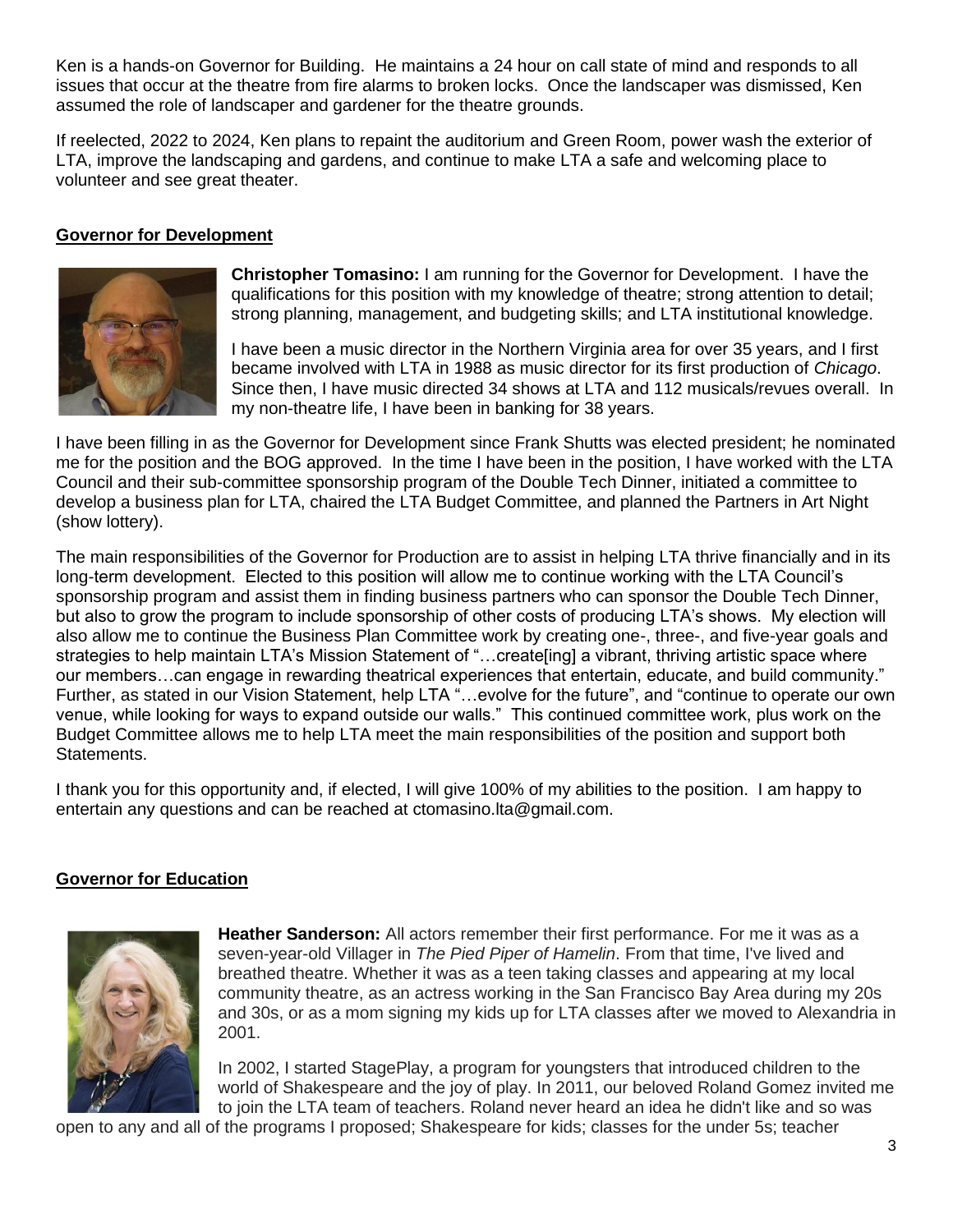Ken is a hands-on Governor for Building. He maintains a 24 hour on call state of mind and responds to all issues that occur at the theatre from fire alarms to broken locks. Once the landscaper was dismissed, Ken assumed the role of landscaper and gardener for the theatre grounds.

If reelected, 2022 to 2024, Ken plans to repaint the auditorium and Green Room, power wash the exterior of LTA, improve the landscaping and gardens, and continue to make LTA a safe and welcoming place to volunteer and see great theater.

## Governor for Development

**Christopher Tomasino:** I am running for the Governor for Development. I have the qualifications for this position with my knowledge of theatre; strong attention to detail; strong planning, management, and budgeting skills; and LTA institutional knowledge.

I have been a music director in the Northern Virginia area for over 35 years, and I first became involved with LTA in 1988 as music director for its first production of *Chicago*. Since then, I have music directed 34 shows at LTA and 112 musicals/revues overall. In my non-theatre life, I have been in banking for 38 years.

I have been filling in as the Governor for Development since Frank Shutts was elected president; he nominated me for the position and the BOG approved. In the time I have been in the position, I have worked with the LTA Council and their sub-committee sponsorship program of the Double Tech Dinner, initiated a committee to develop a business plan for LTA, chaired the LTA Budget Committee, and planned the Partners in Art Night (show lottery).

The main responsibilities of the Governor for Production are to assist in helping LTA thrive financially and in its long-term development. Elected to this position will allow me to continue working with the LTA Council's sponsorship program and assist them in finding business partners who can sponsor the Double Tech Dinner, but also to grow the program to include sponsorship of other costs of producing LTA's shows. My election will also allow me to continue the Business Plan Committee work by creating one-, three-, and five-year goals and strategies to help maintain LTA's Mission Statement of "…create[ing] a vibrant, thriving artistic space where our members…can engage in rewarding theatrical experiences that entertain, educate, and build community." Further, as stated in our Vision Statement, help LTA "…evolve for the future", and "continue to operate our own venue, while looking for ways to expand outside our walls." This continued committee work, plus work on the Budget Committee allows me to help LTA meet the main responsibilities of the position and support both Statements.

I thank you for this opportunity and, if elected, I will give 100% of my abilities to the position. I am happy to entertain any questions and can be reached at ctomasino.lta@gmail.com.

## Governor for Education

**Heather Sanderson:** All actors remember their first performance. For me it was as a seven-year-old Villager in *The Pied Piper of Hamelin*. From that time, I've lived and breathed theatre. Whether it was as a teen taking classes and appearing at my local community theatre, as an actress working in the San Francisco Bay Area during my 20s and 30s, or as a mom signing my kids up for LTA classes after we moved to Alexandria in 2001.

In 2002, I started StagePlay, a program for youngsters that introduced children to the world of Shakespeare and the joy of play. In 2011, our beloved Roland Gomez invited me to join the LTA team of teachers. Roland never heard an idea he didn't like and so was open to any and all of the programs I proposed; Shakespeare for kids; classes for the under 5s; teacher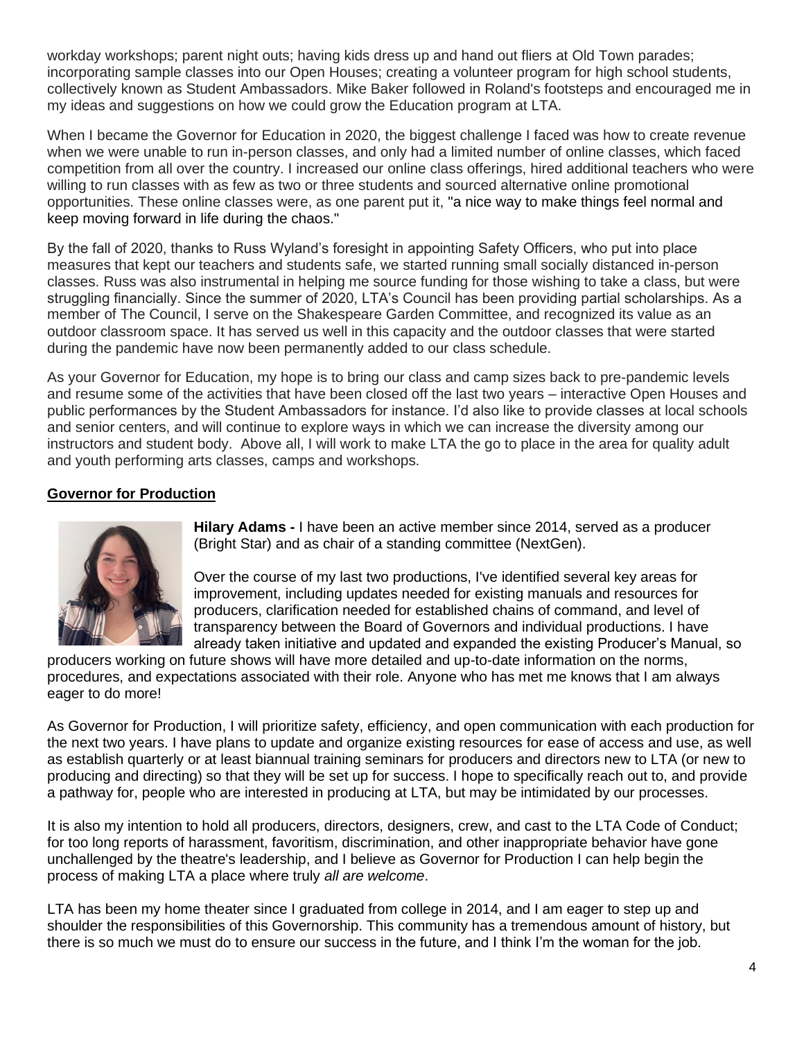workday workshops; parent night outs; having kids dress up and hand out fliers at Old Town parades; incorporating sample classes into our Open Houses; creating a volunteer program for high school students, collectively known as Student Ambassadors. Mike Baker followed in Roland's footsteps and encouraged me in my ideas and suggestions on how we could grow the Education program at LTA.

When I became the Governor for Education in 2020, the biggest challenge I faced was how to create revenue when we were unable to run in-person classes, and only had a limited number of online classes, which faced competition from all over the country. I increased our online class offerings, hired additional teachers who were willing to run classes with as few as two or three students and sourced alternative online promotional opportunities. These online classes were, as one parent put it, "a nice way to make things feel normal and keep moving forward in life during the chaos."

By the fall of 2020, thanks to Russ Wyland's foresight in appointing Safety Officers, who put into place measures that kept our teachers and students safe, we started running small socially distanced in-person classes. Russ was also instrumental in helping me source funding for those wishing to take a class, but were struggling financially. Since the summer of 2020, LTA's Council has been providing partial scholarships. As a member of The Council, I serve on the Shakespeare Garden Committee, and recognized its value as an outdoor classroom space. It has served us well in this capacity and the outdoor classes that were started during the pandemic have now been permanently added to our class schedule.

As your Governor for Education, my hope is to bring our class and camp sizes back to pre-pandemic levels and resume some of the activities that have been closed off the last two years – interactive Open Houses and public performances by the Student Ambassadors for instance. I'd also like to provide classes at local schools and senior centers, and will continue to explore ways in which we can increase the diversity among our instructors and student body. Above all, I will work to make LTA the go to place in the area for quality adult and youth performing arts classes, camps and workshops.

## Governor for Production

**Hilary Adams -** I have been an active member since 2014, served as a producer (Bright Star) and as chair of a standing committee (NextGen).

Over the course of my last two productions, I've identified several key areas for improvement, including updates needed for existing manuals and resources for producers, clarification needed for established chains of command, and level of transparency between the Board of Governors and individual productions. I have already taken initiative and updated and expanded the existing Producer's Manual, so producers working on future shows will have more detailed and up-to-date information on the norms, procedures, and expectations associated with their role. Anyone who has met me knows that I am always eager to do more!

As Governor for Production, I will prioritize safety, efficiency, and open communication with each production for the next two years. I have plans to update and organize existing resources for ease of access and use, as well as establish quarterly or at least biannual training seminars for producers and directors new to LTA (or new to producing and directing) so that they will be set up for success. I hope to specifically reach out to, and provide a pathway for, people who are interested in producing at LTA, but may be intimidated by our processes.

It is also my intention to hold all producers, directors, designers, crew, and cast to the LTA Code of Conduct; for too long reports of harassment, favoritism, discrimination, and other inappropriate behavior have gone unchallenged by the theatre's leadership, and I believe as Governor for Production I can help begin the process of making LTA a place where truly *all are welcome*.

LTA has been my home theater since I graduated from college in 2014, and I am eager to step up and shoulder the responsibilities of this Governorship. This community has a tremendous amount of history, but there is so much we must do to ensure our success in the future, and I think I'm the woman for the job.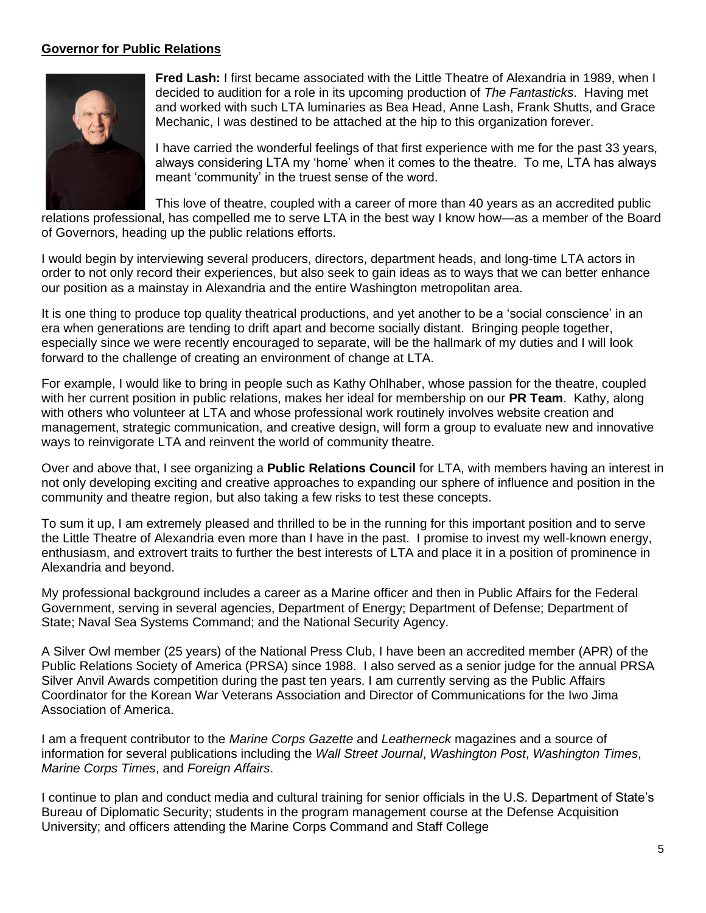**Governor for Public Relations**

**Fred Lash:** I first became associated with the Little Theatre of Alexandria in 1989, when I decided to audition for a role in its upcoming production of *The Fantasticks*. Having met and worked with such LTA luminaries as Bea Head, Anne Lash, Frank Shutts, and Grace Mechanic, I was destined to be attached at the hip to this organization forever.

I have carried the wonderful feelings of that first experience with me for the past 33 years, always considering LTA my 'home' when it comes to the theatre. To me, LTA has always meant 'community' in the truest sense of the word.

This love of theatre, coupled with a career of more than 40 years as an accredited public relations professional, has compelled me to serve LTA in the best way I know how—as a member of the Board of Governors, heading up the public relations efforts.

I would begin by interviewing several producers, directors, department heads, and long-time LTA actors in order to not only record their experiences, but also seek to gain ideas as to ways that we can better enhance our position as a mainstay in Alexandria and the entire Washington metropolitan area.

It is one thing to produce top quality theatrical productions, and yet another to be a 'social conscience' in an era when generations are tending to drift apart and become socially distant. Bringing people together, especially since we were recently encouraged to separate, will be the hallmark of my duties and I will look forward to the challenge of creating an environment of change at LTA.

For example, I would like to bring in people such as Kathy Ohlhaber, whose passion for the theatre, coupled with her current position in public relations, makes her ideal for membership on our **PR Team**. Kathy, along with others who volunteer at LTA and whose professional work routinely involves website creation and management, strategic communication, and creative design, will form a group to evaluate new and innovative ways to reinvigorate LTA and reinvent the world of community theatre.

Over and above that, I see organizing a **Public Relations Council** for LTA, with members having an interest in not only developing exciting and creative approaches to expanding our sphere of influence and position in the community and theatre region, but also taking a few risks to test these concepts.

To sum it up, I am extremely pleased and thrilled to be in the running for this important position and to serve the Little Theatre of Alexandria even more than I have in the past. I promise to invest my well-known energy, enthusiasm, and extrovert traits to further the best interests of LTA and place it in a position of prominence in Alexandria and beyond.

My professional background includes a career as a Marine officer and then in Public Affairs for the Federal Government, serving in several agencies, Department of Energy; Department of Defense; Department of State; Naval Sea Systems Command; and the National Security Agency.

A Silver Owl member (25 years) of the National Press Club, I have been an accredited member (APR) of the Public Relations Society of America (PRSA) since 1988. I also served as a senior judge for the annual PRSA Silver Anvil Awards competition during the past ten years. I am currently serving as the Public Affairs Coordinator for the Korean War Veterans Association and Director of Communications for the Iwo Jima Association of America.

I am a frequent contributor to the *Marine Corps Gazette* and *Leatherneck* magazines and a source of information for several publications including the *Wall Street Journal*, *Washington Post*, *Washington Times*, *Marine Corps Times*, and *Foreign Affairs*.

I continue to plan and conduct media and cultural training for senior officials in the U.S. Department of State's Bureau of Diplomatic Security; students in the program management course at the Defense Acquisition University; and officers attending the Marine Corps Command and Staff College